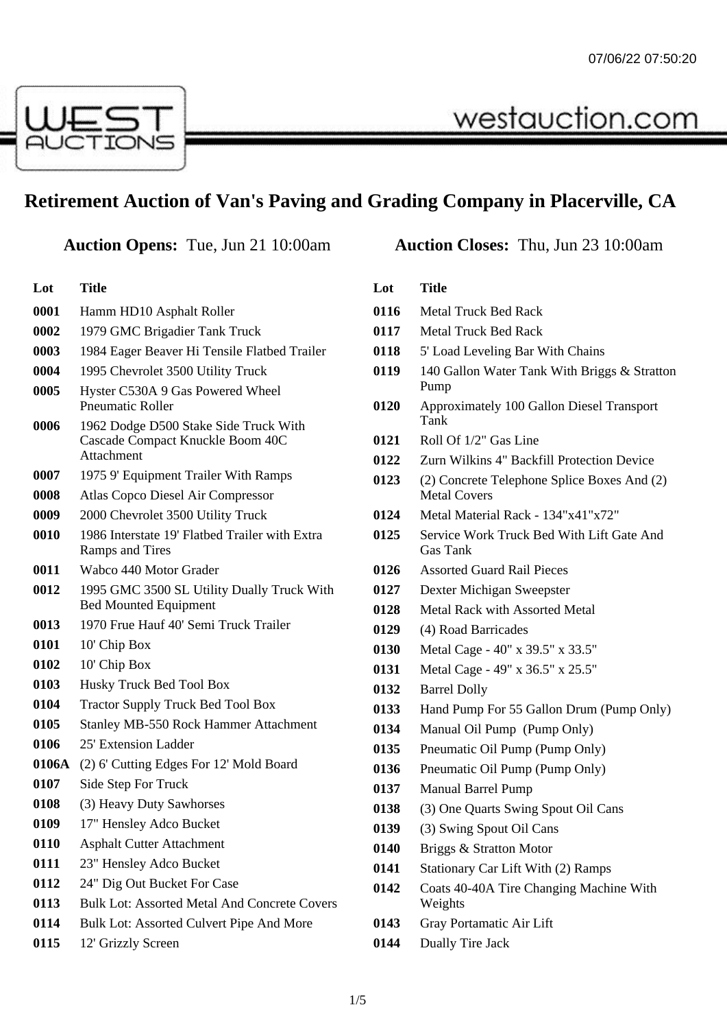# Retirement Auction of Van's Paving and Grading Company in Placerville, CA

**Auction Opens:** Tue, Jun 21 10:00am **Auction Closes:** Thu, Jun 23 10:00am

| Lot | Title |
|---|---|
| 0001 | Hamm HD10 Asphalt Roller |
| 0002 | 1979 GMC Brigadier Tank Truck |
| 0003 | 1984 Eager Beaver Hi Tensile Flatbed Trailer |
| 0004 | 1995 Chevrolet 3500 Utility Truck |
| 0005 | Hyster C530A 9 Gas Powered Wheel Pneumatic Roller |
| 0006 | 1962 Dodge D500 Stake Side Truck With Cascade Compact Knuckle Boom 40C Attachment |
| 0007 | 1975 9' Equipment Trailer With Ramps |
| 0008 | Atlas Copco Diesel Air Compressor |
| 0009 | 2000 Chevrolet 3500 Utility Truck |
| 0010 | 1986 Interstate 19' Flatbed Trailer with Extra Ramps and Tires |
| 0011 | Wabco 440 Motor Grader |
| 0012 | 1995 GMC 3500 SL Utility Dually Truck With Bed Mounted Equipment |
| 0013 | 1970 Frue Hauf 40' Semi Truck Trailer |
| 0101 | 10' Chip Box |
| 0102 | 10' Chip Box |
| 0103 | Husky Truck Bed Tool Box |
| 0104 | Tractor Supply Truck Bed Tool Box |
| 0105 | Stanley MB-550 Rock Hammer Attachment |
| 0106 | 25' Extension Ladder |
| 0106A | (2) 6' Cutting Edges For 12' Mold Board |
| 0107 | Side Step For Truck |
| 0108 | (3) Heavy Duty Sawhorses |
| 0109 | 17" Hensley Adco Bucket |
| 0110 | Asphalt Cutter Attachment |
| 0111 | 23" Hensley Adco Bucket |
| 0112 | 24" Dig Out Bucket For Case |
| 0113 | Bulk Lot: Assorted Metal And Concrete Covers |
| 0114 | Bulk Lot: Assorted Culvert Pipe And More |
| 0115 | 12' Grizzly Screen |
| 0116 | Metal Truck Bed Rack |
| 0117 | Metal Truck Bed Rack |
| 0118 | 5' Load Leveling Bar With Chains |
| 0119 | 140 Gallon Water Tank With Briggs & Stratton Pump |
| 0120 | Approximately 100 Gallon Diesel Transport Tank |
| 0121 | Roll Of 1/2" Gas Line |
| 0122 | Zurn Wilkins 4" Backfill Protection Device |
| 0123 | (2) Concrete Telephone Splice Boxes And (2) Metal Covers |
| 0124 | Metal Material Rack - 134"x41"x72" |
| 0125 | Service Work Truck Bed With Lift Gate And Gas Tank |
| 0126 | Assorted Guard Rail Pieces |
| 0127 | Dexter Michigan Sweepster |
| 0128 | Metal Rack with Assorted Metal |
| 0129 | (4) Road Barricades |
| 0130 | Metal Cage - 40" x 39.5" x 33.5" |
| 0131 | Metal Cage - 49" x 36.5" x 25.5" |
| 0132 | Barrel Dolly |
| 0133 | Hand Pump For 55 Gallon Drum (Pump Only) |
| 0134 | Manual Oil Pump (Pump Only) |
| 0135 | Pneumatic Oil Pump (Pump Only) |
| 0136 | Pneumatic Oil Pump (Pump Only) |
| 0137 | Manual Barrel Pump |
| 0138 | (3) One Quarts Swing Spout Oil Cans |
| 0139 | (3) Swing Spout Oil Cans |
| 0140 | Briggs & Stratton Motor |
| 0141 | Stationary Car Lift With (2) Ramps |
| 0142 | Coats 40-40A Tire Changing Machine With Weights |
| 0143 | Gray Portamatic Air Lift |
| 0144 | Dually Tire Jack |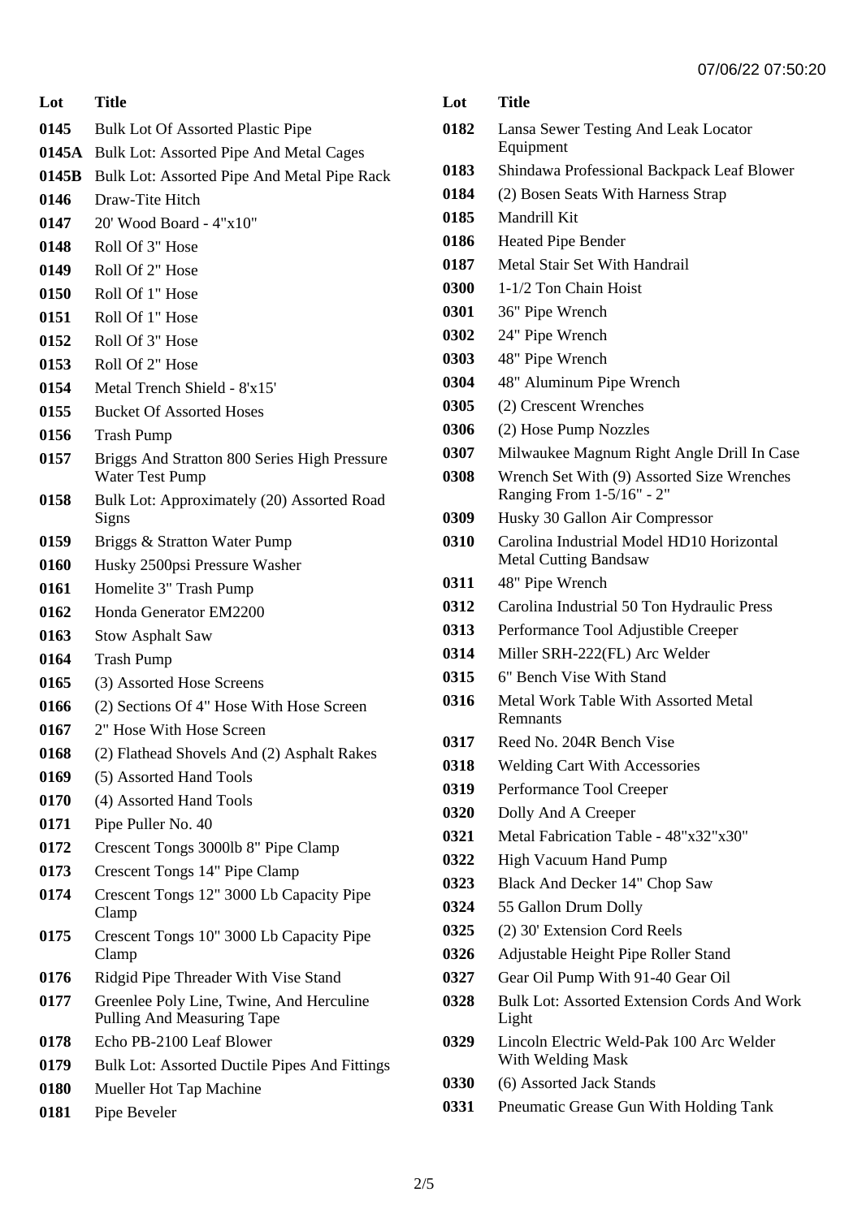| Lot | Title |
| --- | --- |
| 0145 | Bulk Lot Of Assorted Plastic Pipe |
| 0145A | Bulk Lot: Assorted Pipe And Metal Cages |
| 0145B | Bulk Lot: Assorted Pipe And Metal Pipe Rack |
| 0146 | Draw-Tite Hitch |
| 0147 | 20' Wood Board - 4"x10" |
| 0148 | Roll Of 3" Hose |
| 0149 | Roll Of 2" Hose |
| 0150 | Roll Of 1" Hose |
| 0151 | Roll Of 1" Hose |
| 0152 | Roll Of 3" Hose |
| 0153 | Roll Of 2" Hose |
| 0154 | Metal Trench Shield - 8'x15' |
| 0155 | Bucket Of Assorted Hoses |
| 0156 | Trash Pump |
| 0157 | Briggs And Stratton 800 Series High Pressure Water Test Pump |
| 0158 | Bulk Lot: Approximately (20) Assorted Road Signs |
| 0159 | Briggs & Stratton Water Pump |
| 0160 | Husky 2500psi Pressure Washer |
| 0161 | Homelite 3" Trash Pump |
| 0162 | Honda Generator EM2200 |
| 0163 | Stow Asphalt Saw |
| 0164 | Trash Pump |
| 0165 | (3) Assorted Hose Screens |
| 0166 | (2) Sections Of 4" Hose With Hose Screen |
| 0167 | 2" Hose With Hose Screen |
| 0168 | (2) Flathead Shovels And (2) Asphalt Rakes |
| 0169 | (5) Assorted Hand Tools |
| 0170 | (4) Assorted Hand Tools |
| 0171 | Pipe Puller No. 40 |
| 0172 | Crescent Tongs 3000lb 8" Pipe Clamp |
| 0173 | Crescent Tongs 14" Pipe Clamp |
| 0174 | Crescent Tongs 12" 3000 Lb Capacity Pipe Clamp |
| 0175 | Crescent Tongs 10" 3000 Lb Capacity Pipe Clamp |
| 0176 | Ridgid Pipe Threader With Vise Stand |
| 0177 | Greenlee Poly Line, Twine, And Herculine Pulling And Measuring Tape |
| 0178 | Echo PB-2100 Leaf Blower |
| 0179 | Bulk Lot: Assorted Ductile Pipes And Fittings |
| 0180 | Mueller Hot Tap Machine |
| 0181 | Pipe Beveler |
| 0182 | Lansa Sewer Testing And Leak Locator Equipment |
| 0183 | Shindawa Professional Backpack Leaf Blower |
| 0184 | (2) Bosen Seats With Harness Strap |
| 0185 | Mandrill Kit |
| 0186 | Heated Pipe Bender |
| 0187 | Metal Stair Set With Handrail |
| 0300 | 1-1/2 Ton Chain Hoist |
| 0301 | 36" Pipe Wrench |
| 0302 | 24" Pipe Wrench |
| 0303 | 48" Pipe Wrench |
| 0304 | 48" Aluminum Pipe Wrench |
| 0305 | (2) Crescent Wrenches |
| 0306 | (2) Hose Pump Nozzles |
| 0307 | Milwaukee Magnum Right Angle Drill In Case |
| 0308 | Wrench Set With (9) Assorted Size Wrenches Ranging From 1-5/16" - 2" |
| 0309 | Husky 30 Gallon Air Compressor |
| 0310 | Carolina Industrial Model HD10 Horizontal Metal Cutting Bandsaw |
| 0311 | 48" Pipe Wrench |
| 0312 | Carolina Industrial 50 Ton Hydraulic Press |
| 0313 | Performance Tool Adjustible Creeper |
| 0314 | Miller SRH-222(FL) Arc Welder |
| 0315 | 6" Bench Vise With Stand |
| 0316 | Metal Work Table With Assorted Metal Remnants |
| 0317 | Reed No. 204R Bench Vise |
| 0318 | Welding Cart With Accessories |
| 0319 | Performance Tool Creeper |
| 0320 | Dolly And A Creeper |
| 0321 | Metal Fabrication Table - 48"x32"x30" |
| 0322 | High Vacuum Hand Pump |
| 0323 | Black And Decker 14" Chop Saw |
| 0324 | 55 Gallon Drum Dolly |
| 0325 | (2) 30' Extension Cord Reels |
| 0326 | Adjustable Height Pipe Roller Stand |
| 0327 | Gear Oil Pump With 91-40 Gear Oil |
| 0328 | Bulk Lot: Assorted Extension Cords And Work Light |
| 0329 | Lincoln Electric Weld-Pak 100 Arc Welder With Welding Mask |
| 0330 | (6) Assorted Jack Stands |
| 0331 | Pneumatic Grease Gun With Holding Tank |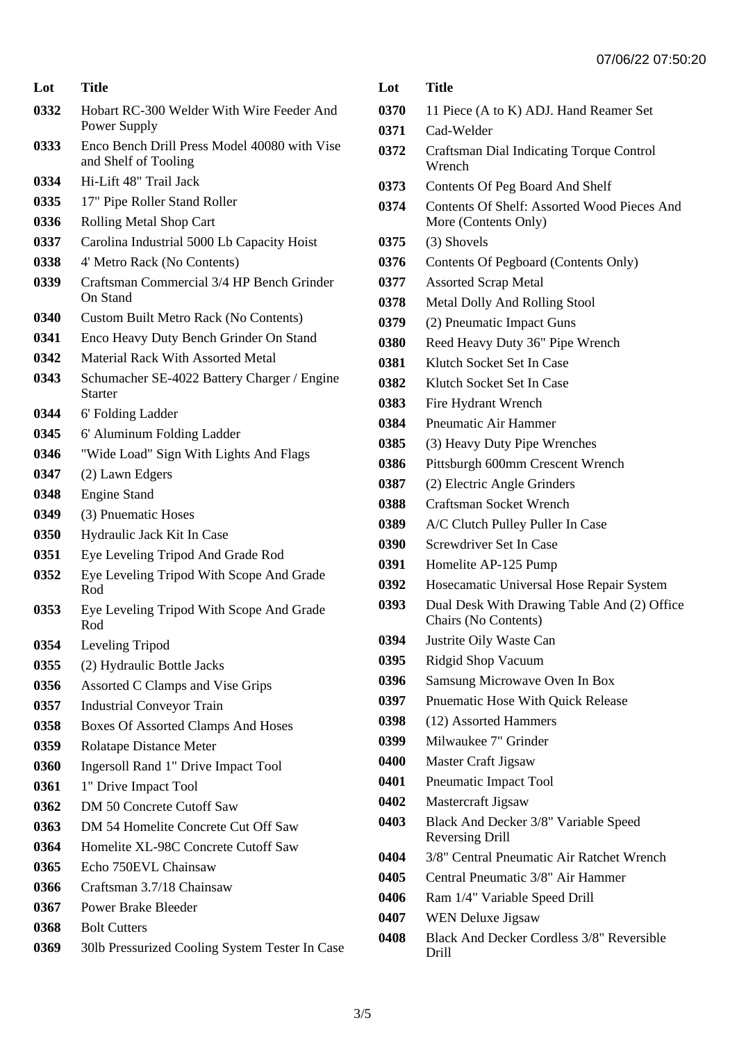| Lot | Title |
| --- | --- |
| 0332 | Hobart RC-300 Welder With Wire Feeder And Power Supply |
| 0333 | Enco Bench Drill Press Model 40080 with Vise and Shelf of Tooling |
| 0334 | Hi-Lift 48" Trail Jack |
| 0335 | 17" Pipe Roller Stand Roller |
| 0336 | Rolling Metal Shop Cart |
| 0337 | Carolina Industrial 5000 Lb Capacity Hoist |
| 0338 | 4' Metro Rack (No Contents) |
| 0339 | Craftsman Commercial 3/4 HP Bench Grinder On Stand |
| 0340 | Custom Built Metro Rack (No Contents) |
| 0341 | Enco Heavy Duty Bench Grinder On Stand |
| 0342 | Material Rack With Assorted Metal |
| 0343 | Schumacher SE-4022 Battery Charger / Engine Starter |
| 0344 | 6' Folding Ladder |
| 0345 | 6' Aluminum Folding Ladder |
| 0346 | "Wide Load" Sign With Lights And Flags |
| 0347 | (2) Lawn Edgers |
| 0348 | Engine Stand |
| 0349 | (3) Pnuematic Hoses |
| 0350 | Hydraulic Jack Kit In Case |
| 0351 | Eye Leveling Tripod And Grade Rod |
| 0352 | Eye Leveling Tripod With Scope And Grade Rod |
| 0353 | Eye Leveling Tripod With Scope And Grade Rod |
| 0354 | Leveling Tripod |
| 0355 | (2) Hydraulic Bottle Jacks |
| 0356 | Assorted C Clamps and Vise Grips |
| 0357 | Industrial Conveyor Train |
| 0358 | Boxes Of Assorted Clamps And Hoses |
| 0359 | Rolatape Distance Meter |
| 0360 | Ingersoll Rand 1" Drive Impact Tool |
| 0361 | 1" Drive Impact Tool |
| 0362 | DM 50 Concrete Cutoff Saw |
| 0363 | DM 54 Homelite Concrete Cut Off Saw |
| 0364 | Homelite XL-98C Concrete Cutoff Saw |
| 0365 | Echo 750EVL Chainsaw |
| 0366 | Craftsman 3.7/18 Chainsaw |
| 0367 | Power Brake Bleeder |
| 0368 | Bolt Cutters |
| 0369 | 30lb Pressurized Cooling System Tester In Case |
| 0370 | 11 Piece (A to K) ADJ. Hand Reamer Set |
| 0371 | Cad-Welder |
| 0372 | Craftsman Dial Indicating Torque Control Wrench |
| 0373 | Contents Of Peg Board And Shelf |
| 0374 | Contents Of Shelf: Assorted Wood Pieces And More (Contents Only) |
| 0375 | (3) Shovels |
| 0376 | Contents Of Pegboard (Contents Only) |
| 0377 | Assorted Scrap Metal |
| 0378 | Metal Dolly And Rolling Stool |
| 0379 | (2) Pneumatic Impact Guns |
| 0380 | Reed Heavy Duty 36" Pipe Wrench |
| 0381 | Klutch Socket Set In Case |
| 0382 | Klutch Socket Set In Case |
| 0383 | Fire Hydrant Wrench |
| 0384 | Pneumatic Air Hammer |
| 0385 | (3) Heavy Duty Pipe Wrenches |
| 0386 | Pittsburgh 600mm Crescent Wrench |
| 0387 | (2) Electric Angle Grinders |
| 0388 | Craftsman Socket Wrench |
| 0389 | A/C Clutch Pulley Puller In Case |
| 0390 | Screwdriver Set In Case |
| 0391 | Homelite AP-125 Pump |
| 0392 | Hosecamatic Universal Hose Repair System |
| 0393 | Dual Desk With Drawing Table And (2) Office Chairs (No Contents) |
| 0394 | Justrite Oily Waste Can |
| 0395 | Ridgid Shop Vacuum |
| 0396 | Samsung Microwave Oven In Box |
| 0397 | Pnuematic Hose With Quick Release |
| 0398 | (12) Assorted Hammers |
| 0399 | Milwaukee 7" Grinder |
| 0400 | Master Craft Jigsaw |
| 0401 | Pneumatic Impact Tool |
| 0402 | Mastercraft Jigsaw |
| 0403 | Black And Decker 3/8" Variable Speed Reversing Drill |
| 0404 | 3/8" Central Pneumatic Air Ratchet Wrench |
| 0405 | Central Pneumatic 3/8" Air Hammer |
| 0406 | Ram 1/4" Variable Speed Drill |
| 0407 | WEN Deluxe Jigsaw |
| 0408 | Black And Decker Cordless 3/8" Reversible Drill |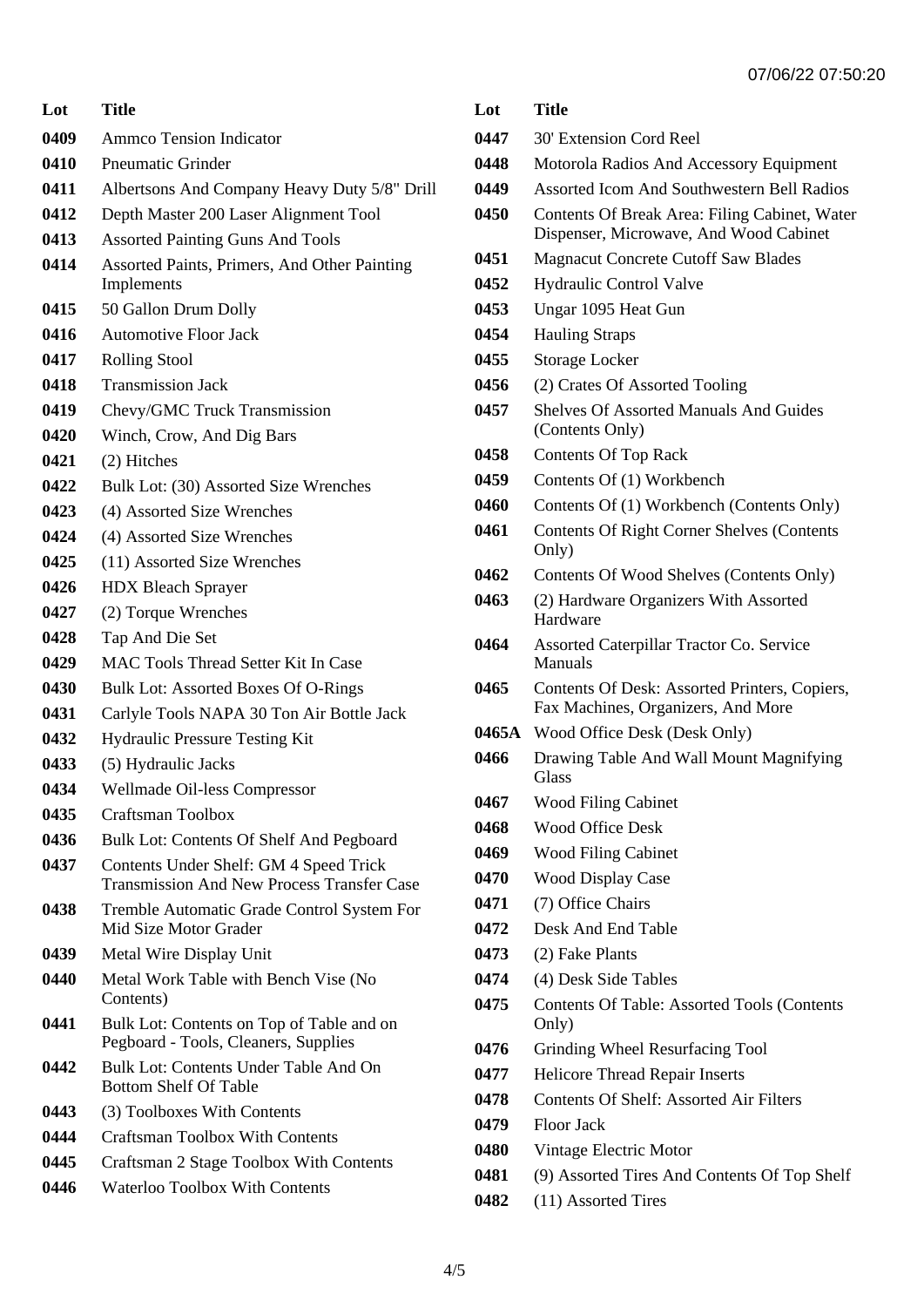| Lot | Title |
|---|---|
| 0409 | Ammco Tension Indicator |
| 0410 | Pneumatic Grinder |
| 0411 | Albertsons And Company Heavy Duty 5/8" Drill |
| 0412 | Depth Master 200 Laser Alignment Tool |
| 0413 | Assorted Painting Guns And Tools |
| 0414 | Assorted Paints, Primers, And Other Painting Implements |
| 0415 | 50 Gallon Drum Dolly |
| 0416 | Automotive Floor Jack |
| 0417 | Rolling Stool |
| 0418 | Transmission Jack |
| 0419 | Chevy/GMC Truck Transmission |
| 0420 | Winch, Crow, And Dig Bars |
| 0421 | (2) Hitches |
| 0422 | Bulk Lot: (30) Assorted Size Wrenches |
| 0423 | (4) Assorted Size Wrenches |
| 0424 | (4) Assorted Size Wrenches |
| 0425 | (11) Assorted Size Wrenches |
| 0426 | HDX Bleach Sprayer |
| 0427 | (2) Torque Wrenches |
| 0428 | Tap And Die Set |
| 0429 | MAC Tools Thread Setter Kit In Case |
| 0430 | Bulk Lot: Assorted Boxes Of O-Rings |
| 0431 | Carlyle Tools NAPA 30 Ton Air Bottle Jack |
| 0432 | Hydraulic Pressure Testing Kit |
| 0433 | (5) Hydraulic Jacks |
| 0434 | Wellmade Oil-less Compressor |
| 0435 | Craftsman Toolbox |
| 0436 | Bulk Lot: Contents Of Shelf And Pegboard |
| 0437 | Contents Under Shelf: GM 4 Speed Trick Transmission And New Process Transfer Case |
| 0438 | Tremble Automatic Grade Control System For Mid Size Motor Grader |
| 0439 | Metal Wire Display Unit |
| 0440 | Metal Work Table with Bench Vise (No Contents) |
| 0441 | Bulk Lot: Contents on Top of Table and on Pegboard - Tools, Cleaners, Supplies |
| 0442 | Bulk Lot: Contents Under Table And On Bottom Shelf Of Table |
| 0443 | (3) Toolboxes With Contents |
| 0444 | Craftsman Toolbox With Contents |
| 0445 | Craftsman 2 Stage Toolbox With Contents |
| 0446 | Waterloo Toolbox With Contents |
| 0447 | 30' Extension Cord Reel |
| 0448 | Motorola Radios And Accessory Equipment |
| 0449 | Assorted Icom And Southwestern Bell Radios |
| 0450 | Contents Of Break Area: Filing Cabinet, Water Dispenser, Microwave, And Wood Cabinet |
| 0451 | Magnacut Concrete Cutoff Saw Blades |
| 0452 | Hydraulic Control Valve |
| 0453 | Ungar 1095 Heat Gun |
| 0454 | Hauling Straps |
| 0455 | Storage Locker |
| 0456 | (2) Crates Of Assorted Tooling |
| 0457 | Shelves Of Assorted Manuals And Guides (Contents Only) |
| 0458 | Contents Of Top Rack |
| 0459 | Contents Of (1) Workbench |
| 0460 | Contents Of (1) Workbench (Contents Only) |
| 0461 | Contents Of Right Corner Shelves (Contents Only) |
| 0462 | Contents Of Wood Shelves (Contents Only) |
| 0463 | (2) Hardware Organizers With Assorted Hardware |
| 0464 | Assorted Caterpillar Tractor Co. Service Manuals |
| 0465 | Contents Of Desk: Assorted Printers, Copiers, Fax Machines, Organizers, And More |
| 0465A | Wood Office Desk (Desk Only) |
| 0466 | Drawing Table And Wall Mount Magnifying Glass |
| 0467 | Wood Filing Cabinet |
| 0468 | Wood Office Desk |
| 0469 | Wood Filing Cabinet |
| 0470 | Wood Display Case |
| 0471 | (7) Office Chairs |
| 0472 | Desk And End Table |
| 0473 | (2) Fake Plants |
| 0474 | (4) Desk Side Tables |
| 0475 | Contents Of Table: Assorted Tools (Contents Only) |
| 0476 | Grinding Wheel Resurfacing Tool |
| 0477 | Helicore Thread Repair Inserts |
| 0478 | Contents Of Shelf: Assorted Air Filters |
| 0479 | Floor Jack |
| 0480 | Vintage Electric Motor |
| 0481 | (9) Assorted Tires And Contents Of Top Shelf |
| 0482 | (11) Assorted Tires |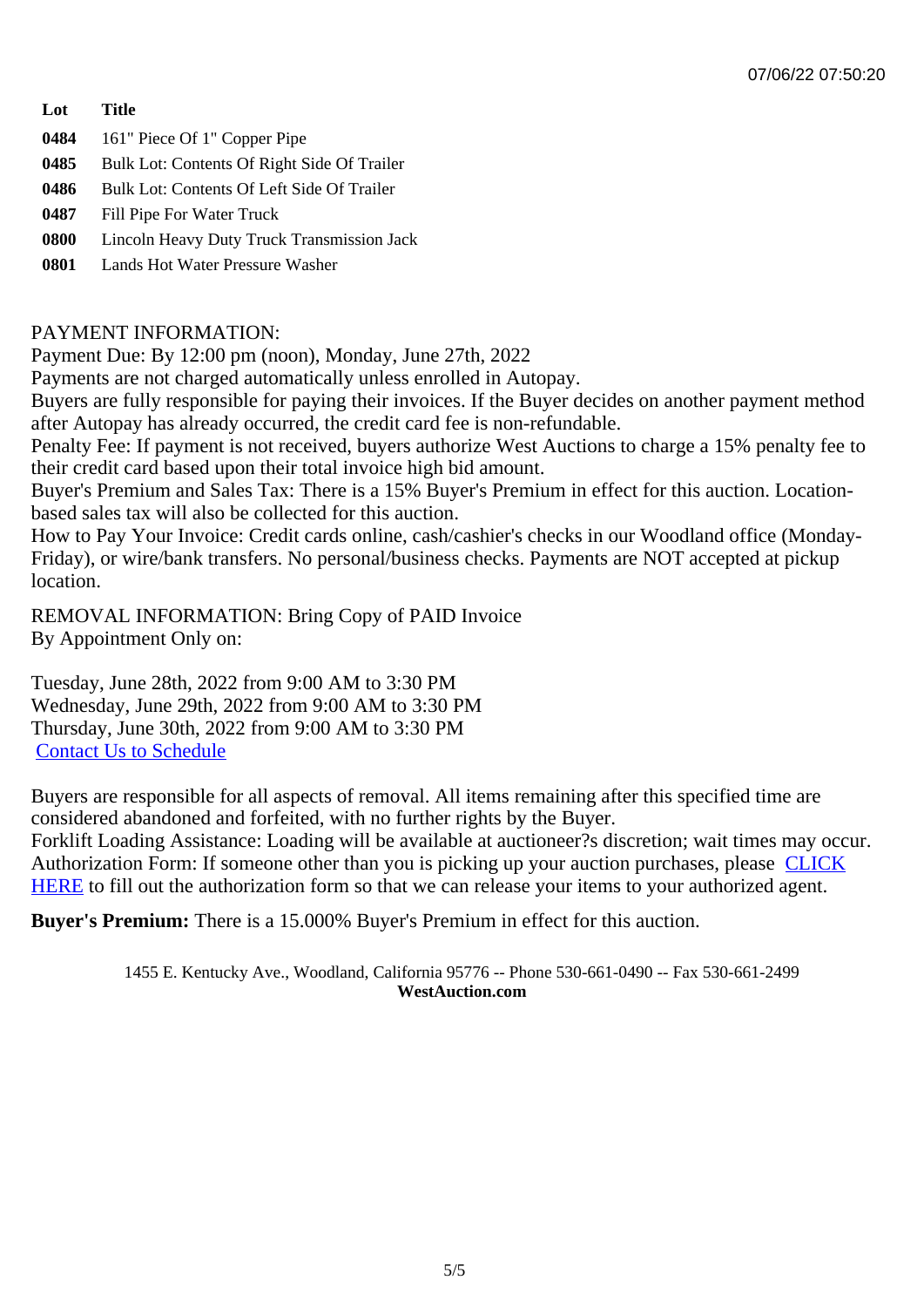| Lot | Title |
| --- | --- |
| 0484 | 161" Piece Of 1" Copper Pipe |
| 0485 | Bulk Lot: Contents Of Right Side Of Trailer |
| 0486 | Bulk Lot: Contents Of Left Side Of Trailer |
| 0487 | Fill Pipe For Water Truck |
| 0800 | Lincoln Heavy Duty Truck Transmission Jack |
| 0801 | Lands Hot Water Pressure Washer |

PAYMENT INFORMATION:
Payment Due: By 12:00 pm (noon), Monday, June 27th, 2022
Payments are not charged automatically unless enrolled in Autopay.
Buyers are fully responsible for paying their invoices. If the Buyer decides on another payment method after Autopay has already occurred, the credit card fee is non-refundable.
Penalty Fee: If payment is not received, buyers authorize West Auctions to charge a 15% penalty fee to their credit card based upon their total invoice high bid amount.
Buyer's Premium and Sales Tax: There is a 15% Buyer's Premium in effect for this auction. Location-based sales tax will also be collected for this auction.
How to Pay Your Invoice: Credit cards online, cash/cashier's checks in our Woodland office (Monday-Friday), or wire/bank transfers. No personal/business checks. Payments are NOT accepted at pickup location.

REMOVAL INFORMATION: Bring Copy of PAID Invoice
By Appointment Only on:

Tuesday, June 28th, 2022 from 9:00 AM to 3:30 PM
Wednesday, June 29th, 2022 from 9:00 AM to 3:30 PM
Thursday, June 30th, 2022 from 9:00 AM to 3:30 PM
Contact Us to Schedule

Buyers are responsible for all aspects of removal. All items remaining after this specified time are considered abandoned and forfeited, with no further rights by the Buyer.
Forklift Loading Assistance: Loading will be available at auctioneer?s discretion; wait times may occur.
Authorization Form: If someone other than you is picking up your auction purchases, please CLICK HERE to fill out the authorization form so that we can release your items to your authorized agent.

**Buyer's Premium:** There is a 15.000% Buyer's Premium in effect for this auction.

1455 E. Kentucky Ave., Woodland, California 95776 -- Phone 530-661-0490 -- Fax 530-661-2499
**WestAuction.com**